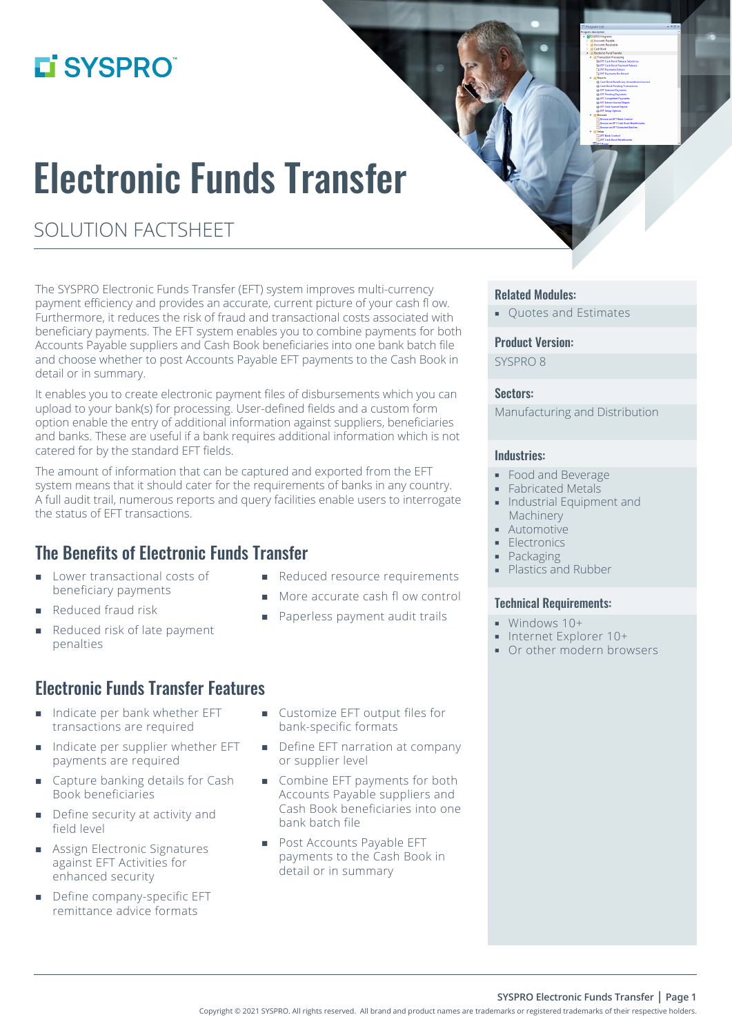# Electronic Funds Transfer

SOLUTION FACTSHEET

The SYSPRO Electronic Funds Transfer (EFT) system improves multi-currency payment efficiency and provides an accurate, current picture of your cash fl ow. Furthermore, it reduces the risk of fraud and transactional costs associated with beneficiary payments. The EFT system enables you to combine payments for both Accounts Payable suppliers and Cash Book beneficiaries into one bank batch file and choose whether to post Accounts Payable EFT payments to the Cash Book in detail or in summary.

It enables you to create electronic payment files of disbursements which you can upload to your bank(s) for processing. User-defined fields and a custom form option enable the entry of additional information against suppliers, beneficiaries and banks. These are useful if a bank requires additional information which is not catered for by the standard EFT fields.

The amount of information that can be captured and exported from the EFT system means that it should cater for the requirements of banks in any country. A full audit trail, numerous reports and query facilities enable users to interrogate the status of EFT transactions.

## The Benefits of Electronic Funds Transfer

- Lower transactional costs of beneficiary payments
- Reduced fraud risk
- Reduced risk of late payment penalties
- Reduced resource requirements
- More accurate cash fl ow control
- Paperless payment audit trails

## Electronic Funds Transfer Features

- Indicate per bank whether EFT transactions are required
- Indicate per supplier whether EFT payments are required
- Capture banking details for Cash Book beneficiaries
- Define security at activity and field level
- Assign Electronic Signatures against EFT Activities for enhanced security
- Define company-specific EFT remittance advice formats
- Customize EFT output files for bank-specific formats
- Define EFT narration at company or supplier level
- Combine EFT payments for both Accounts Payable suppliers and Cash Book beneficiaries into one bank batch file
- Post Accounts Payable EFT payments to the Cash Book in detail or in summary

### Related Modules:

- Quotes and Estimates

### Product Version:

SYSPRO 8

### Sectors:

Manufacturing and Distribution

### Industries:

- Food and Beverage
- Fabricated Metals
- Industrial Equipment and Machinery
- Automotive
- Electronics
- Packaging
- Plastics and Rubber

### Technical Requirements:

- Windows 10+
- Internet Explorer 10+
- Or other modern browsers

Copyright © 2021 SYSPRO. All rights reserved. All brand and product names are trademarks or registered trademarks of their respective holders.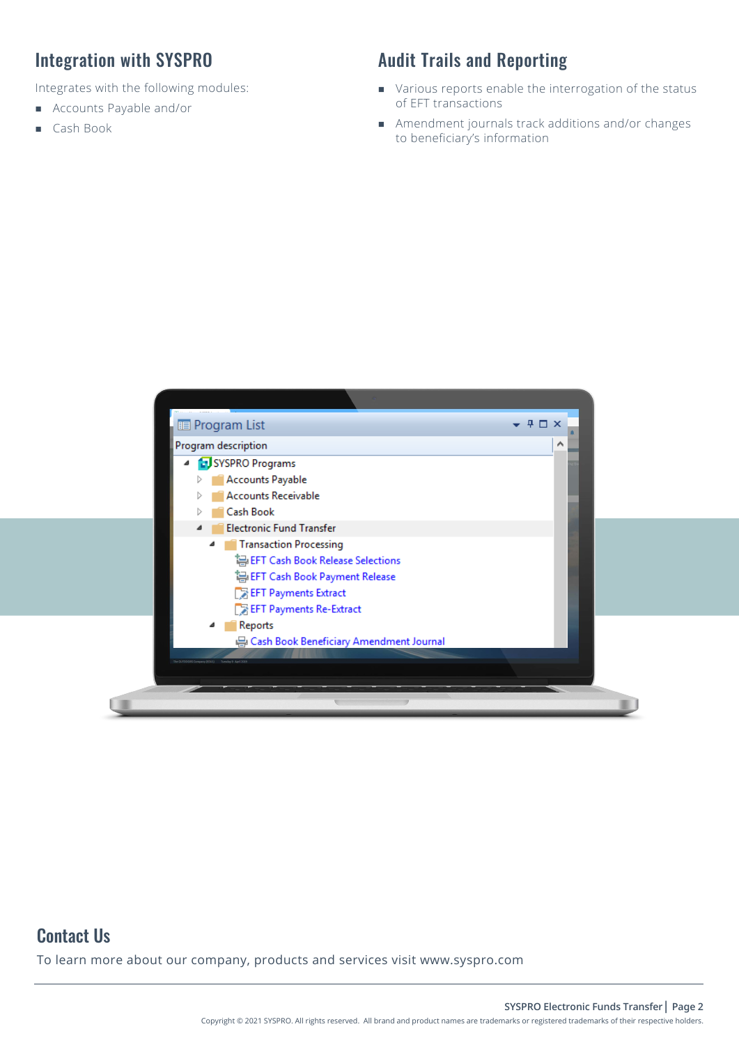## Integration with SYSPRO

Integrates with the following modules:

- Accounts Payable and/or
- Cash Book

## Audit Trails and Reporting

- Various reports enable the interrogation of the status of EFT transactions
- Amendment journals track additions and/or changes to beneficiary's information

## Contact Us

To learn more about our company, products and services visit www.syspro.com